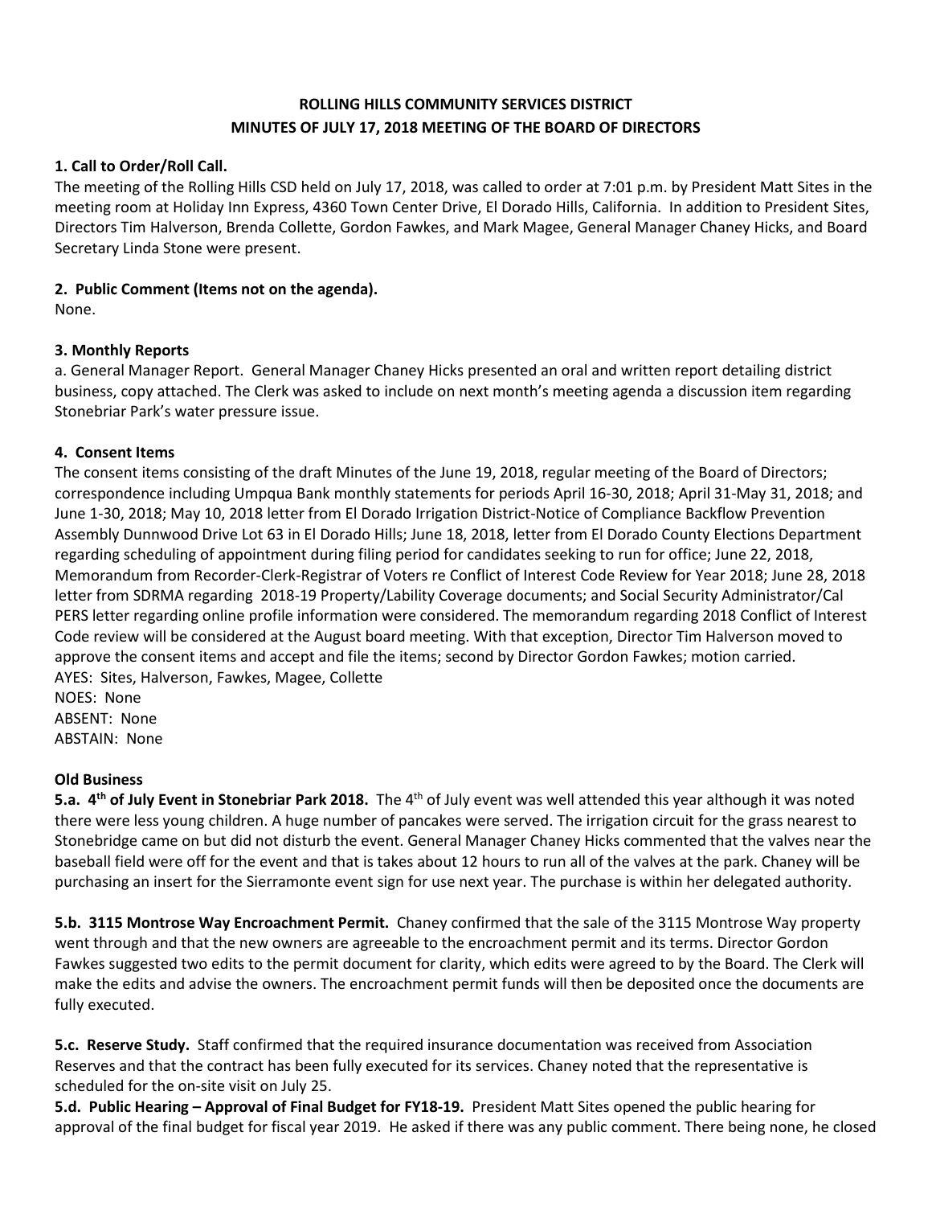**ROLLING HILLS COMMUNITY SERVICES DISTRICT**
**MINUTES OF JULY 17, 2018 MEETING OF THE BOARD OF DIRECTORS**

**1. Call to Order/Roll Call.**
The meeting of the Rolling Hills CSD held on July 17, 2018, was called to order at 7:01 p.m. by President Matt Sites in the meeting room at Holiday Inn Express, 4360 Town Center Drive, El Dorado Hills, California. In addition to President Sites, Directors Tim Halverson, Brenda Collette, Gordon Fawkes, and Mark Magee, General Manager Chaney Hicks, and Board Secretary Linda Stone were present.

**2. Public Comment (Items not on the agenda).**
None.

**3. Monthly Reports**
a. General Manager Report. General Manager Chaney Hicks presented an oral and written report detailing district business, copy attached. The Clerk was asked to include on next month's meeting agenda a discussion item regarding Stonebriar Park's water pressure issue.

**4. Consent Items**
The consent items consisting of the draft Minutes of the June 19, 2018, regular meeting of the Board of Directors; correspondence including Umpqua Bank monthly statements for periods April 16-30, 2018; April 31-May 31, 2018; and June 1-30, 2018; May 10, 2018 letter from El Dorado Irrigation District-Notice of Compliance Backflow Prevention Assembly Dunnwood Drive Lot 63 in El Dorado Hills; June 18, 2018, letter from El Dorado County Elections Department regarding scheduling of appointment during filing period for candidates seeking to run for office; June 22, 2018, Memorandum from Recorder-Clerk-Registrar of Voters re Conflict of Interest Code Review for Year 2018; June 28, 2018 letter from SDRMA regarding 2018-19 Property/Lability Coverage documents; and Social Security Administrator/Cal PERS letter regarding online profile information were considered. The memorandum regarding 2018 Conflict of Interest Code review will be considered at the August board meeting. With that exception, Director Tim Halverson moved to approve the consent items and accept and file the items; second by Director Gordon Fawkes; motion carried.
AYES: Sites, Halverson, Fawkes, Magee, Collette
NOES: None
ABSENT: None
ABSTAIN: None

**Old Business**
**5.a. 4th of July Event in Stonebriar Park 2018.** The 4th of July event was well attended this year although it was noted there were less young children. A huge number of pancakes were served. The irrigation circuit for the grass nearest to Stonebridge came on but did not disturb the event. General Manager Chaney Hicks commented that the valves near the baseball field were off for the event and that is takes about 12 hours to run all of the valves at the park. Chaney will be purchasing an insert for the Sierramonte event sign for use next year. The purchase is within her delegated authority.

**5.b. 3115 Montrose Way Encroachment Permit.** Chaney confirmed that the sale of the 3115 Montrose Way property went through and that the new owners are agreeable to the encroachment permit and its terms. Director Gordon Fawkes suggested two edits to the permit document for clarity, which edits were agreed to by the Board. The Clerk will make the edits and advise the owners. The encroachment permit funds will then be deposited once the documents are fully executed.

**5.c. Reserve Study.** Staff confirmed that the required insurance documentation was received from Association Reserves and that the contract has been fully executed for its services. Chaney noted that the representative is scheduled for the on-site visit on July 25.

**5.d. Public Hearing – Approval of Final Budget for FY18-19.** President Matt Sites opened the public hearing for approval of the final budget for fiscal year 2019. He asked if there was any public comment. There being none, he closed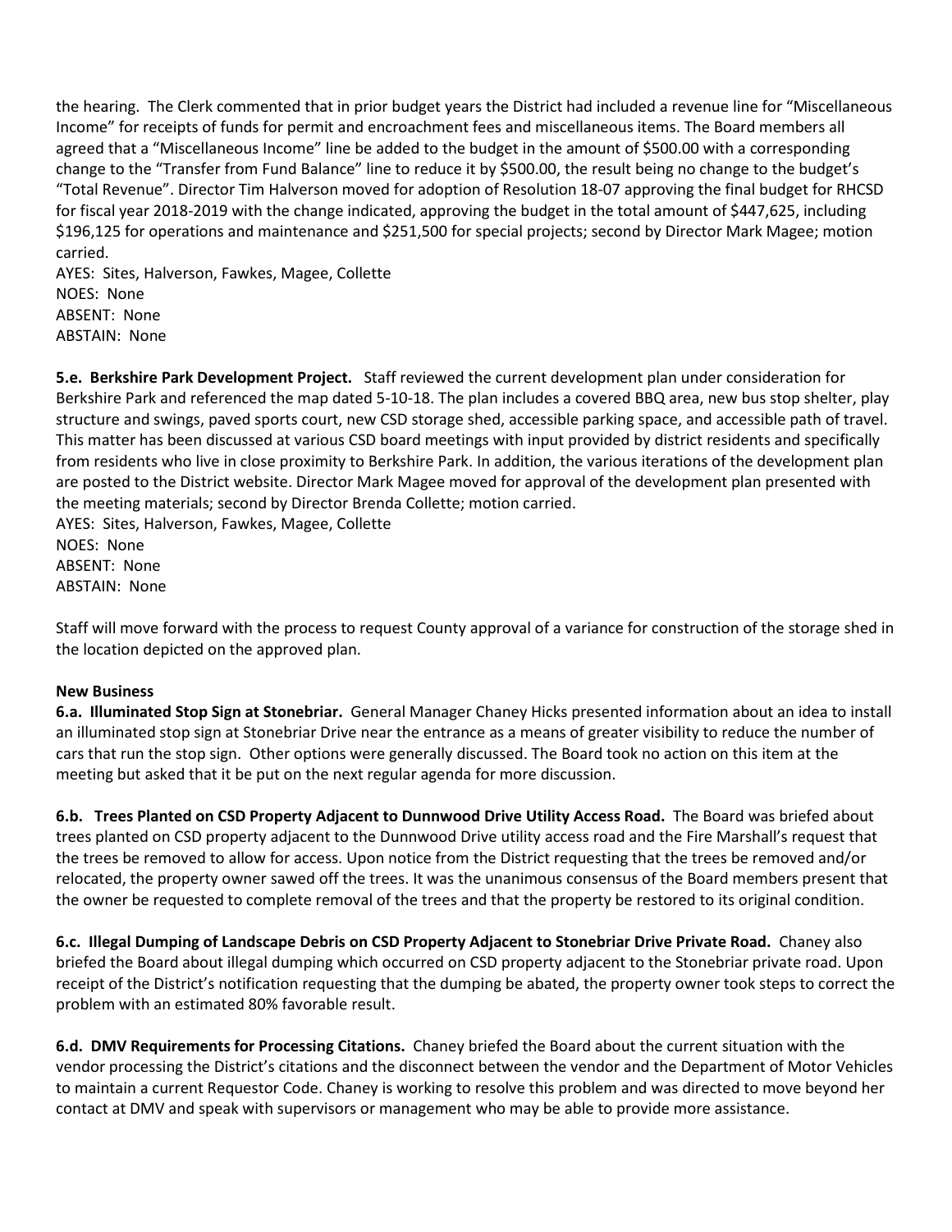the hearing. The Clerk commented that in prior budget years the District had included a revenue line for "Miscellaneous Income" for receipts of funds for permit and encroachment fees and miscellaneous items. The Board members all agreed that a "Miscellaneous Income" line be added to the budget in the amount of $500.00 with a corresponding change to the "Transfer from Fund Balance" line to reduce it by $500.00, the result being no change to the budget's "Total Revenue". Director Tim Halverson moved for adoption of Resolution 18-07 approving the final budget for RHCSD for fiscal year 2018-2019 with the change indicated, approving the budget in the total amount of $447,625, including $196,125 for operations and maintenance and $251,500 for special projects; second by Director Mark Magee; motion carried.

AYES: Sites, Halverson, Fawkes, Magee, Collette
NOES: None
ABSENT: None
ABSTAIN: None

**5.e. Berkshire Park Development Project.** Staff reviewed the current development plan under consideration for Berkshire Park and referenced the map dated 5-10-18. The plan includes a covered BBQ area, new bus stop shelter, play structure and swings, paved sports court, new CSD storage shed, accessible parking space, and accessible path of travel. This matter has been discussed at various CSD board meetings with input provided by district residents and specifically from residents who live in close proximity to Berkshire Park. In addition, the various iterations of the development plan are posted to the District website. Director Mark Magee moved for approval of the development plan presented with the meeting materials; second by Director Brenda Collette; motion carried.

AYES: Sites, Halverson, Fawkes, Magee, Collette
NOES: None
ABSENT: None
ABSTAIN: None

Staff will move forward with the process to request County approval of a variance for construction of the storage shed in the location depicted on the approved plan.

**New Business**

**6.a. Illuminated Stop Sign at Stonebriar.** General Manager Chaney Hicks presented information about an idea to install an illuminated stop sign at Stonebriar Drive near the entrance as a means of greater visibility to reduce the number of cars that run the stop sign. Other options were generally discussed. The Board took no action on this item at the meeting but asked that it be put on the next regular agenda for more discussion.

**6.b. Trees Planted on CSD Property Adjacent to Dunnwood Drive Utility Access Road.** The Board was briefed about trees planted on CSD property adjacent to the Dunnwood Drive utility access road and the Fire Marshall's request that the trees be removed to allow for access. Upon notice from the District requesting that the trees be removed and/or relocated, the property owner sawed off the trees. It was the unanimous consensus of the Board members present that the owner be requested to complete removal of the trees and that the property be restored to its original condition.

**6.c. Illegal Dumping of Landscape Debris on CSD Property Adjacent to Stonebriar Drive Private Road.** Chaney also briefed the Board about illegal dumping which occurred on CSD property adjacent to the Stonebriar private road. Upon receipt of the District's notification requesting that the dumping be abated, the property owner took steps to correct the problem with an estimated 80% favorable result.

**6.d. DMV Requirements for Processing Citations.** Chaney briefed the Board about the current situation with the vendor processing the District's citations and the disconnect between the vendor and the Department of Motor Vehicles to maintain a current Requestor Code. Chaney is working to resolve this problem and was directed to move beyond her contact at DMV and speak with supervisors or management who may be able to provide more assistance.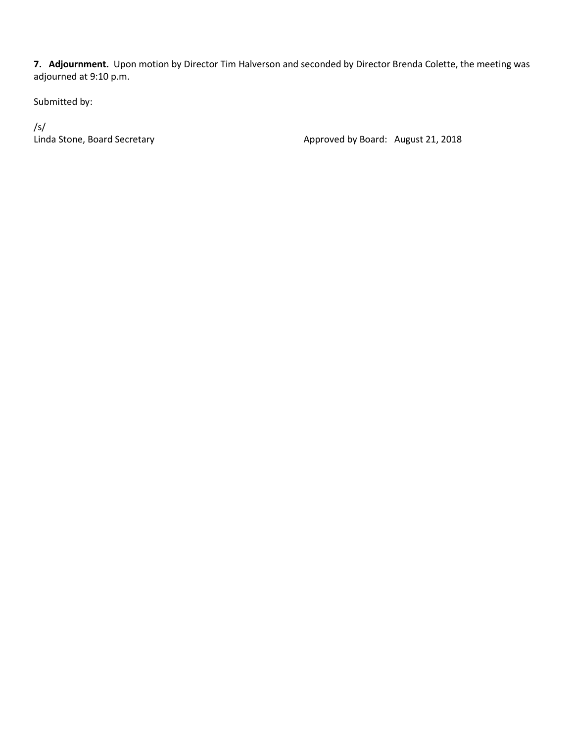**7. Adjournment.** Upon motion by Director Tim Halverson and seconded by Director Brenda Colette, the meeting was adjourned at 9:10 p.m.

Submitted by:

/s/
Linda Stone, Board Secretary

Approved by Board: August 21, 2018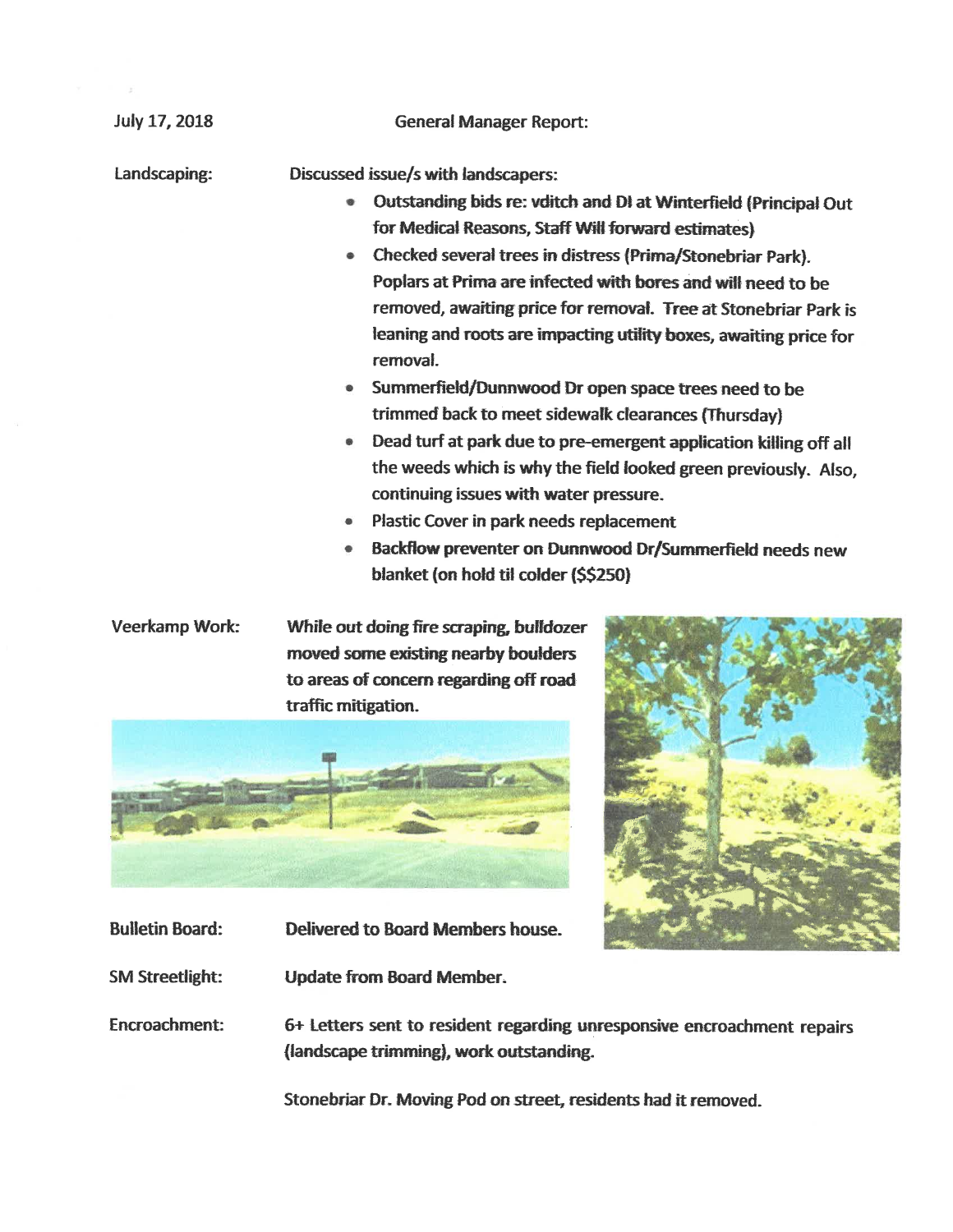July 17, 2018 **General Manager Report:**

**Landscaping:** Discussed issue/s with landscapers:

- Outstanding bids re: vditch and DI at Winterfield (Principal Out for Medical Reasons, Staff Will forward estimates)
- Checked several trees in distress (Prima/Stonebriar Park). Poplars at Prima are infected with bores and will need to be removed, awaiting price for removal. Tree at Stonebriar Park is leaning and roots are impacting utility boxes, awaiting price for removal.
- Summerfield/Dunnwood Dr open space trees need to be trimmed back to meet sidewalk clearances (Thursday)
- Dead turf at park due to pre-emergent application killing off all the weeds which is why the field looked green previously. Also, continuing issues with water pressure.
- Plastic Cover in park needs replacement
- Backflow preventer on Dunnwood Dr/Summerfield needs new blanket (on hold til colder ($$250)

**Veerkamp Work:** While out doing fire scraping, bulldozer moved some existing nearby boulders to areas of concern regarding off road traffic mitigation.

**Bulletin Board:** Delivered to Board Members house.

**SM Streetlight:** Update from Board Member.

**Encroachment:** 6+ Letters sent to resident regarding unresponsive encroachment repairs (landscape trimming), work outstanding.

Stonebriar Dr. Moving Pod on street, residents had it removed.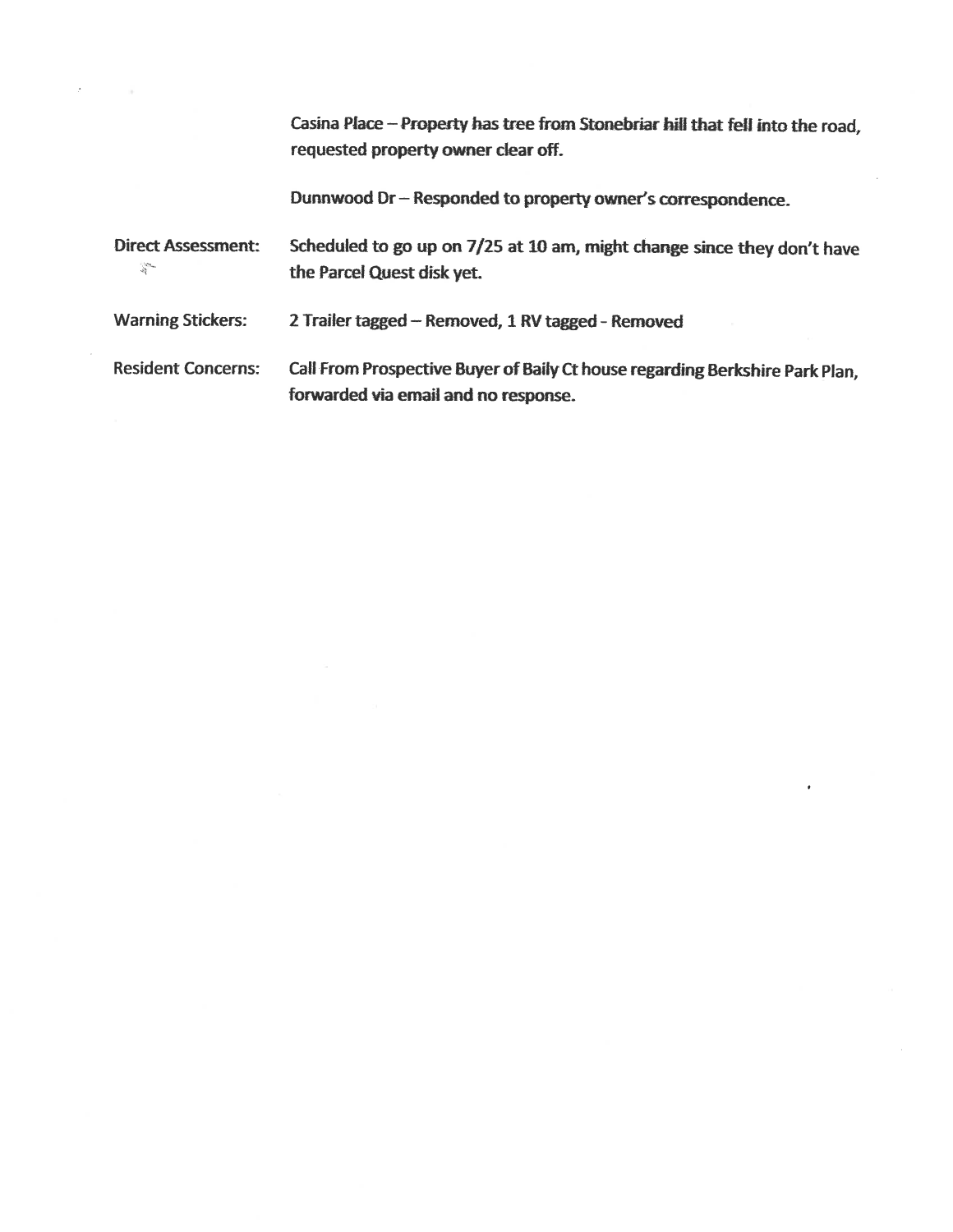Casina Place – Property has tree from Stonebriar hill that fell into the road, requested property owner clear off.

Dunnwood Dr – Responded to property owner's correspondence.

**Direct Assessment:** Scheduled to go up on 7/25 at 10 am, might change since they don't have the Parcel Quest disk yet.

**Warning Stickers:** 2 Trailer tagged – Removed, 1 RV tagged - Removed

**Resident Concerns:** Call From Prospective Buyer of Baily Ct house regarding Berkshire Park Plan, forwarded via email and no response.